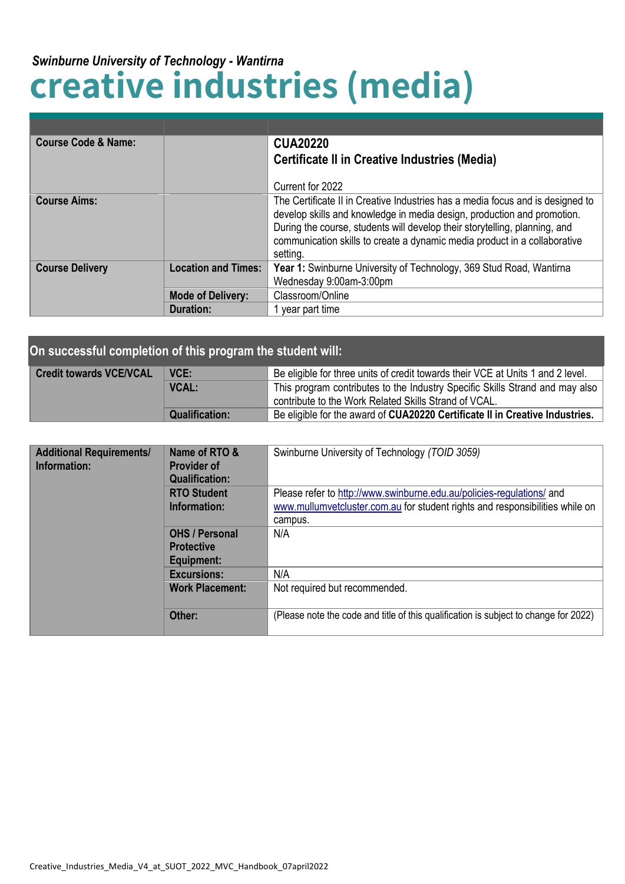*Swinburne University of Technology - Wantirna*

# creative industries (media)

| | | |
|---|---|---|
| **Course Code & Name:** | | **CUA20220**<br>**Certificate II in Creative Industries (Media)**<br><br>Current for 2022 |
| **Course Aims:** | | The Certificate II in Creative Industries has a media focus and is designed to develop skills and knowledge in media design, production and promotion. During the course, students will develop their storytelling, planning, and communication skills to create a dynamic media product in a collaborative setting. |
| **Course Delivery** | **Location and Times:** | **Year 1:** Swinburne University of Technology, 369 Stud Road, Wantirna<br>Wednesday 9:00am-3:00pm |
| | **Mode of Delivery:** | Classroom/Online |
| | **Duration:** | 1 year part time |

## On successful completion of this program the student will:

| | | |
|---|---|---|
| **Credit towards VCE/VCAL** | **VCE:** | Be eligible for three units of credit towards their VCE at Units 1 and 2 level. |
| | **VCAL:** | This program contributes to the Industry Specific Skills Strand and may also contribute to the Work Related Skills Strand of VCAL. |
| | **Qualification:** | Be eligible for the award of **CUA20220 Certificate II in Creative Industries.** |

| | | |
|---|---|---|
| **Additional Requirements/ Information:** | **Name of RTO & Provider of Qualification:** | Swinburne University of Technology *(TOID 3059)* |
| | **RTO Student Information:** | Please refer to http://www.swinburne.edu.au/policies-regulations/ and www.mullumvetcluster.com.au for student rights and responsibilities while on campus. |
| | **OHS / Personal Protective Equipment:** | N/A |
| | **Excursions:** | N/A |
| | **Work Placement:** | Not required but recommended. |
| | **Other:** | (Please note the code and title of this qualification is subject to change for 2022) |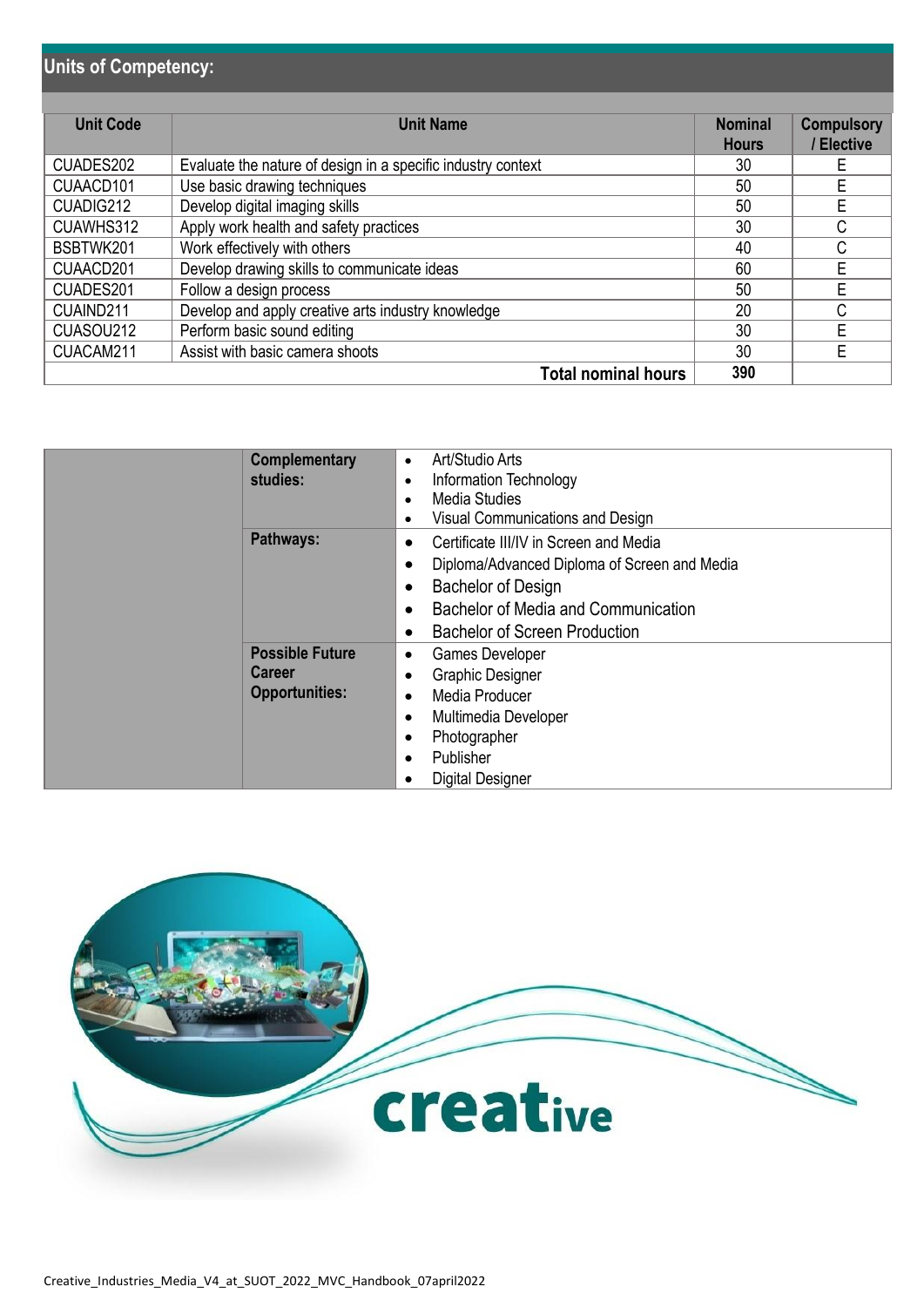## Units of Competency:

| Unit Code | Unit Name | Nominal Hours | Compulsory / Elective |
| --- | --- | --- | --- |
| CUADES202 | Evaluate the nature of design in a specific industry context | 30 | E |
| CUAACD101 | Use basic drawing techniques | 50 | E |
| CUADIG212 | Develop digital imaging skills | 50 | E |
| CUAWHS312 | Apply work health and safety practices | 30 | C |
| BSBTWK201 | Work effectively with others | 40 | C |
| CUAACD201 | Develop drawing skills to communicate ideas | 60 | E |
| CUADES201 | Follow a design process | 50 | E |
| CUAIND211 | Develop and apply creative arts industry knowledge | 20 | C |
| CUASOU212 | Perform basic sound editing | 30 | E |
| CUACAM211 | Assist with basic camera shoots | 30 | E |
| | **Total nominal hours** | **390** | |

| | | |
| --- | --- | --- |
| | **Complementary studies:** | • Art/Studio Arts<br>• Information Technology<br>• Media Studies<br>• Visual Communications and Design |
| | **Pathways:** | • Certificate III/IV in Screen and Media<br>• Diploma/Advanced Diploma of Screen and Media<br>• Bachelor of Design<br>• Bachelor of Media and Communication<br>• Bachelor of Screen Production |
| | **Possible Future Career Opportunities:** | • Games Developer<br>• Graphic Designer<br>• Media Producer<br>• Multimedia Developer<br>• Photographer<br>• Publisher<br>• Digital Designer |

creative

Creative_Industries_Media_V4_at_SUOT_2022_MVC_Handbook_07april2022